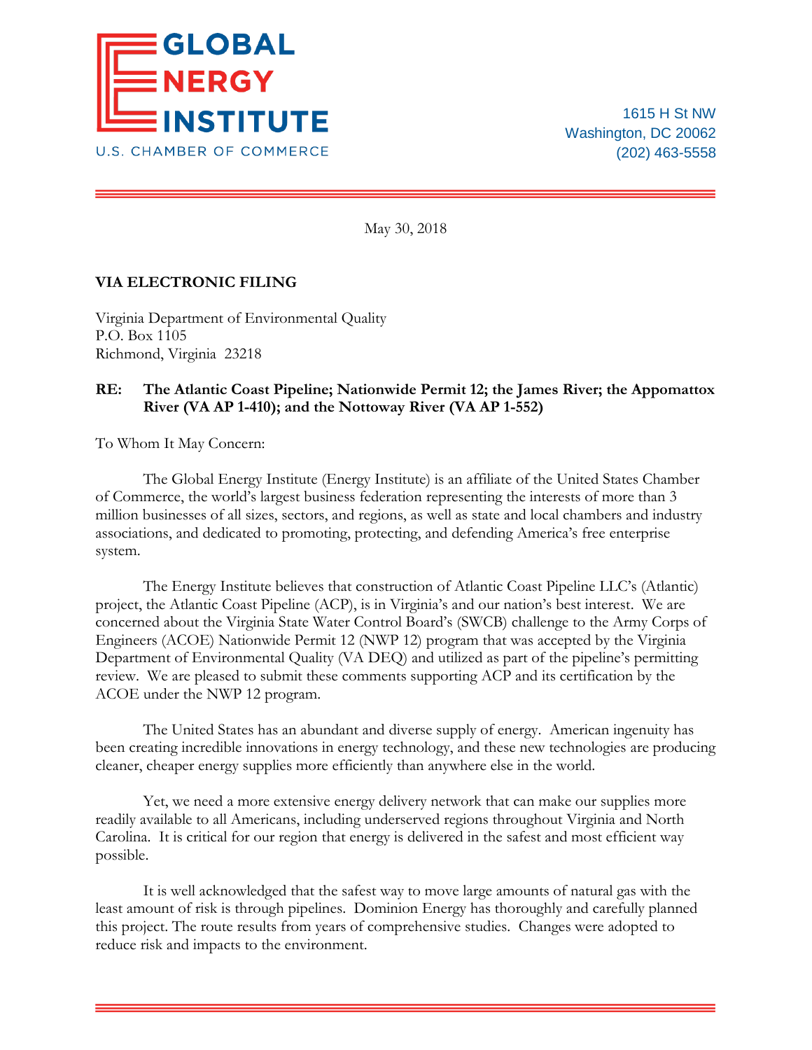GLOBAL ENERGY INSTITUTE
U.S. CHAMBER OF COMMERCE

1615 H St NW
Washington, DC 20062
(202) 463-5558

May 30, 2018

**VIA ELECTRONIC FILING**

Virginia Department of Environmental Quality
P.O. Box 1105
Richmond, Virginia 23218

**RE: The Atlantic Coast Pipeline; Nationwide Permit 12; the James River; the Appomattox River (VA AP 1-410); and the Nottoway River (VA AP 1-552)**

To Whom It May Concern:

The Global Energy Institute (Energy Institute) is an affiliate of the United States Chamber of Commerce, the world's largest business federation representing the interests of more than 3 million businesses of all sizes, sectors, and regions, as well as state and local chambers and industry associations, and dedicated to promoting, protecting, and defending America's free enterprise system.

The Energy Institute believes that construction of Atlantic Coast Pipeline LLC's (Atlantic) project, the Atlantic Coast Pipeline (ACP), is in Virginia's and our nation's best interest. We are concerned about the Virginia State Water Control Board's (SWCB) challenge to the Army Corps of Engineers (ACOE) Nationwide Permit 12 (NWP 12) program that was accepted by the Virginia Department of Environmental Quality (VA DEQ) and utilized as part of the pipeline's permitting review. We are pleased to submit these comments supporting ACP and its certification by the ACOE under the NWP 12 program.

The United States has an abundant and diverse supply of energy. American ingenuity has been creating incredible innovations in energy technology, and these new technologies are producing cleaner, cheaper energy supplies more efficiently than anywhere else in the world.

Yet, we need a more extensive energy delivery network that can make our supplies more readily available to all Americans, including underserved regions throughout Virginia and North Carolina. It is critical for our region that energy is delivered in the safest and most efficient way possible.

It is well acknowledged that the safest way to move large amounts of natural gas with the least amount of risk is through pipelines. Dominion Energy has thoroughly and carefully planned this project. The route results from years of comprehensive studies. Changes were adopted to reduce risk and impacts to the environment.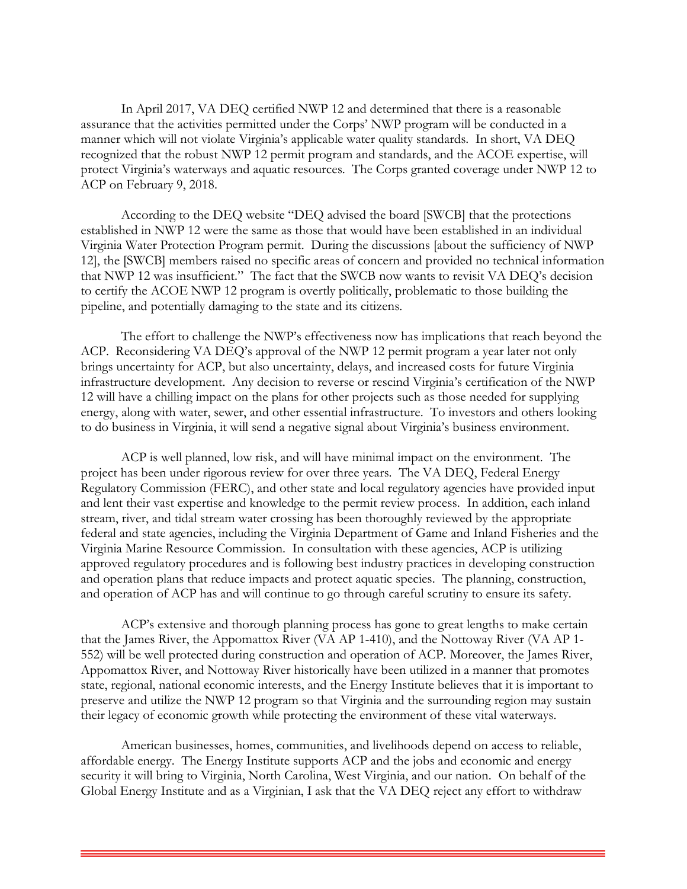In April 2017, VA DEQ certified NWP 12 and determined that there is a reasonable assurance that the activities permitted under the Corps' NWP program will be conducted in a manner which will not violate Virginia's applicable water quality standards. In short, VA DEQ recognized that the robust NWP 12 permit program and standards, and the ACOE expertise, will protect Virginia's waterways and aquatic resources. The Corps granted coverage under NWP 12 to ACP on February 9, 2018.

According to the DEQ website "DEQ advised the board [SWCB] that the protections established in NWP 12 were the same as those that would have been established in an individual Virginia Water Protection Program permit. During the discussions [about the sufficiency of NWP 12], the [SWCB] members raised no specific areas of concern and provided no technical information that NWP 12 was insufficient." The fact that the SWCB now wants to revisit VA DEQ's decision to certify the ACOE NWP 12 program is overtly politically, problematic to those building the pipeline, and potentially damaging to the state and its citizens.

The effort to challenge the NWP's effectiveness now has implications that reach beyond the ACP. Reconsidering VA DEQ's approval of the NWP 12 permit program a year later not only brings uncertainty for ACP, but also uncertainty, delays, and increased costs for future Virginia infrastructure development. Any decision to reverse or rescind Virginia's certification of the NWP 12 will have a chilling impact on the plans for other projects such as those needed for supplying energy, along with water, sewer, and other essential infrastructure. To investors and others looking to do business in Virginia, it will send a negative signal about Virginia's business environment.

ACP is well planned, low risk, and will have minimal impact on the environment. The project has been under rigorous review for over three years. The VA DEQ, Federal Energy Regulatory Commission (FERC), and other state and local regulatory agencies have provided input and lent their vast expertise and knowledge to the permit review process. In addition, each inland stream, river, and tidal stream water crossing has been thoroughly reviewed by the appropriate federal and state agencies, including the Virginia Department of Game and Inland Fisheries and the Virginia Marine Resource Commission. In consultation with these agencies, ACP is utilizing approved regulatory procedures and is following best industry practices in developing construction and operation plans that reduce impacts and protect aquatic species. The planning, construction, and operation of ACP has and will continue to go through careful scrutiny to ensure its safety.

ACP's extensive and thorough planning process has gone to great lengths to make certain that the James River, the Appomattox River (VA AP 1-410), and the Nottoway River (VA AP 1-552) will be well protected during construction and operation of ACP. Moreover, the James River, Appomattox River, and Nottoway River historically have been utilized in a manner that promotes state, regional, national economic interests, and the Energy Institute believes that it is important to preserve and utilize the NWP 12 program so that Virginia and the surrounding region may sustain their legacy of economic growth while protecting the environment of these vital waterways.

American businesses, homes, communities, and livelihoods depend on access to reliable, affordable energy. The Energy Institute supports ACP and the jobs and economic and energy security it will bring to Virginia, North Carolina, West Virginia, and our nation. On behalf of the Global Energy Institute and as a Virginian, I ask that the VA DEQ reject any effort to withdraw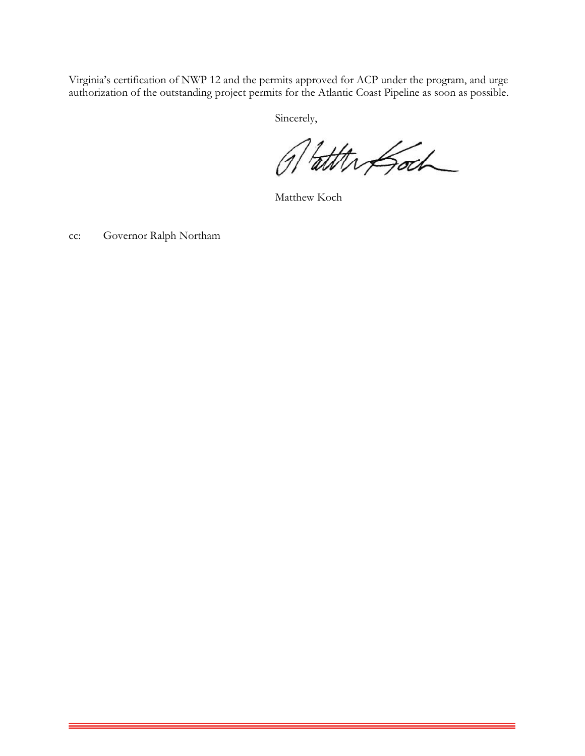Virginia's certification of NWP 12 and the permits approved for ACP under the program, and urge authorization of the outstanding project permits for the Atlantic Coast Pipeline as soon as possible.

Sincerely,

Matthew Koch

cc: Governor Ralph Northam